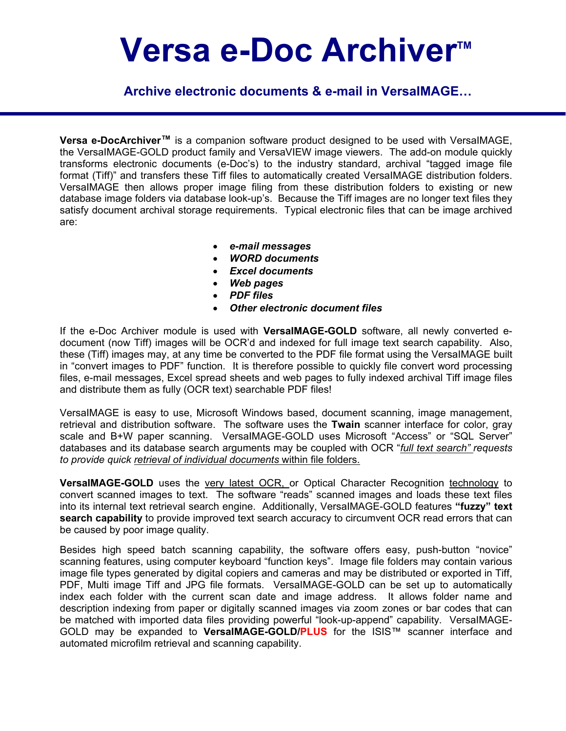# Versa e-Doc Archiver™

## Archive electronic documents & e-mail in VersaIMAGE…

**Versa e-DocArchiver™** is a companion software product designed to be used with VersaIMAGE, the VersaIMAGE-GOLD product family and VersaVIEW image viewers. The add-on module quickly transforms electronic documents (e-Doc's) to the industry standard, archival "tagged image file format (Tiff)" and transfers these Tiff files to automatically created VersaIMAGE distribution folders. VersaIMAGE then allows proper image filing from these distribution folders to existing or new database image folders via database look-up's. Because the Tiff images are no longer text files they satisfy document archival storage requirements. Typical electronic files that can be image archived are:

- ***e-mail messages***
- ***WORD documents***
- ***Excel documents***
- ***Web pages***
- ***PDF files***
- ***Other electronic document files***

If the e-Doc Archiver module is used with **VersaIMAGE-GOLD** software, all newly converted e-document (now Tiff) images will be OCR'd and indexed for full image text search capability. Also, these (Tiff) images may, at any time be converted to the PDF file format using the VersaIMAGE built in "convert images to PDF" function. It is therefore possible to quickly file convert word processing files, e-mail messages, Excel spread sheets and web pages to fully indexed archival Tiff image files and distribute them as fully (OCR text) searchable PDF files!

VersaIMAGE is easy to use, Microsoft Windows based, document scanning, image management, retrieval and distribution software. The software uses the **Twain** scanner interface for color, gray scale and B+W paper scanning. VersaIMAGE-GOLD uses Microsoft "Access" or "SQL Server" databases and its database search arguments may be coupled with OCR "*full text search" requests to provide quick retrieval of individual documents* within file folders.

**VersaIMAGE-GOLD** uses the very latest OCR, or Optical Character Recognition technology to convert scanned images to text. The software "reads" scanned images and loads these text files into its internal text retrieval search engine. Additionally, VersaIMAGE-GOLD features **"fuzzy" text search capability** to provide improved text search accuracy to circumvent OCR read errors that can be caused by poor image quality.

Besides high speed batch scanning capability, the software offers easy, push-button "novice" scanning features, using computer keyboard "function keys". Image file folders may contain various image file types generated by digital copiers and cameras and may be distributed or exported in Tiff, PDF, Multi image Tiff and JPG file formats. VersaIMAGE-GOLD can be set up to automatically index each folder with the current scan date and image address. It allows folder name and description indexing from paper or digitally scanned images via zoom zones or bar codes that can be matched with imported data files providing powerful "look-up-append" capability. VersaIMAGE-GOLD may be expanded to **VersaIMAGE-GOLD/PLUS** for the ISIS™ scanner interface and automated microfilm retrieval and scanning capability.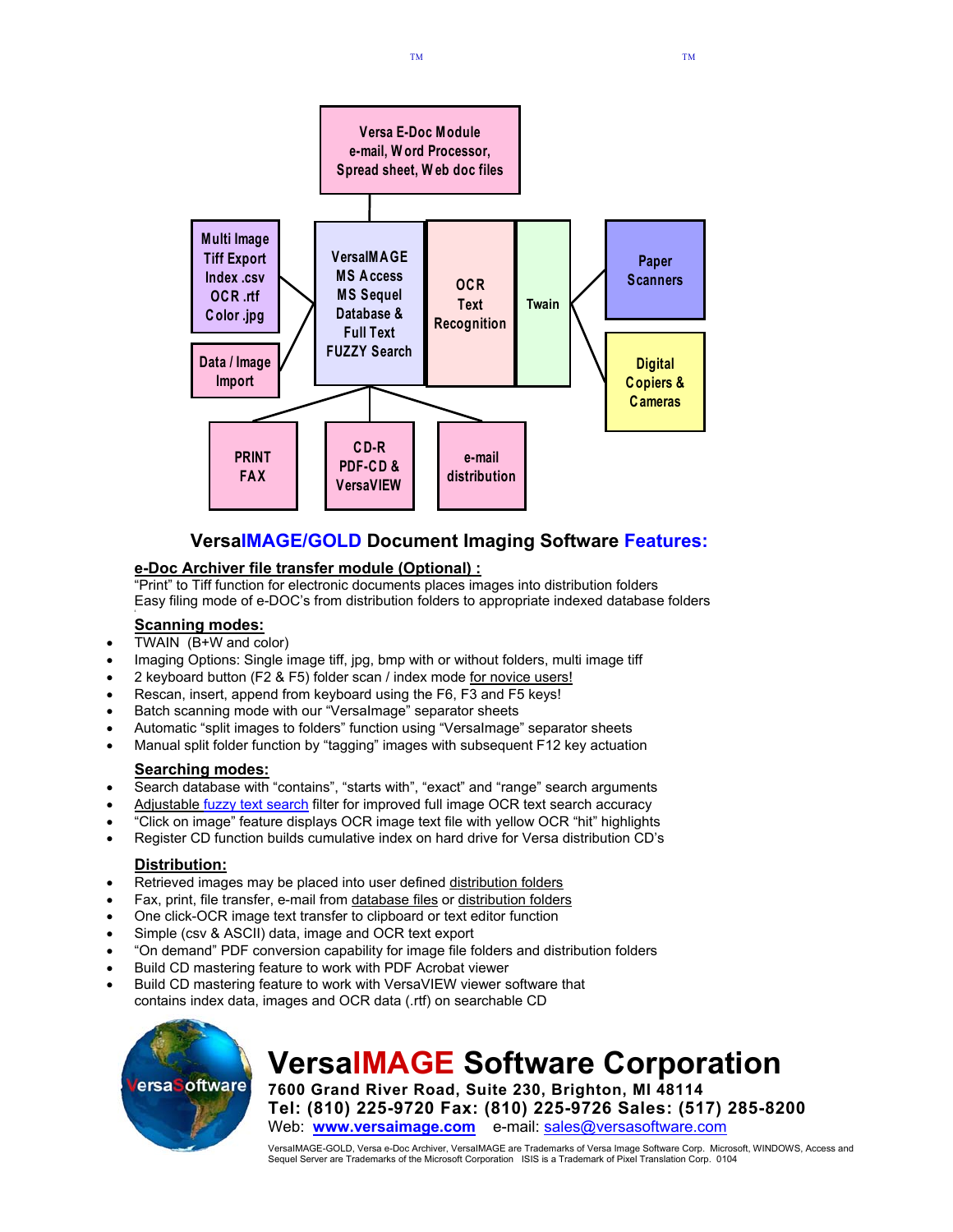TM TM

Versa E-Doc Module
e-mail, Word Processor,
Spread sheet, Web doc files

Multi Image
Tiff Export
Index .csv
OCR .rtf
Color .jpg

Data / Image
Import

VersaIMAGE
MS Access
MS Sequel
Database &
Full Text
FUZZY Search

OCR
Text
Recognition

Twain

Paper
Scanners

Digital
Copiers &
Cameras

PRINT
FAX

CD-R
PDF-CD &
VersaVIEW

e-mail
distribution

## VersaIMAGE/GOLD Document Imaging Software Features:

**e-Doc Archiver file transfer module (Optional) :**

"Print" to Tiff function for electronic documents places images into distribution folders
Easy filing mode of e-DOC's from distribution folders to appropriate indexed database folders

**Scanning modes:**

- TWAIN (B+W and color)
- Imaging Options: Single image tiff, jpg, bmp with or without folders, multi image tiff
- 2 keyboard button (F2 & F5) folder scan / index mode for novice users!
- Rescan, insert, append from keyboard using the F6, F3 and F5 keys!
- Batch scanning mode with our "VersaImage" separator sheets
- Automatic "split images to folders" function using "VersaImage" separator sheets
- Manual split folder function by "tagging" images with subsequent F12 key actuation

**Searching modes:**

- Search database with "contains", "starts with", "exact" and "range" search arguments
- Adjustable fuzzy text search filter for improved full image OCR text search accuracy
- "Click on image" feature displays OCR image text file with yellow OCR "hit" highlights
- Register CD function builds cumulative index on hard drive for Versa distribution CD's

**Distribution:**

- Retrieved images may be placed into user defined distribution folders
- Fax, print, file transfer, e-mail from database files or distribution folders
- One click-OCR image text transfer to clipboard or text editor function
- Simple (csv & ASCII) data, image and OCR text export
- "On demand" PDF conversion capability for image file folders and distribution folders
- Build CD mastering feature to work with PDF Acrobat viewer
- Build CD mastering feature to work with VersaVIEW viewer software that contains index data, images and OCR data (.rtf) on searchable CD

VersaSoftware

## VersaIMAGE Software Corporation

**7600 Grand River Road, Suite 230, Brighton, MI 48114**
**Tel: (810) 225-9720 Fax: (810) 225-9726 Sales: (517) 285-8200**
Web: **www.versaimage.com** e-mail: sales@versasoftware.com

VersaIMAGE-GOLD, Versa e-Doc Archiver, VersaIMAGE are Trademarks of Versa Image Software Corp. Microsoft, WINDOWS, Access and Sequel Server are Trademarks of the Microsoft Corporation ISIS is a Trademark of Pixel Translation Corp. 0104